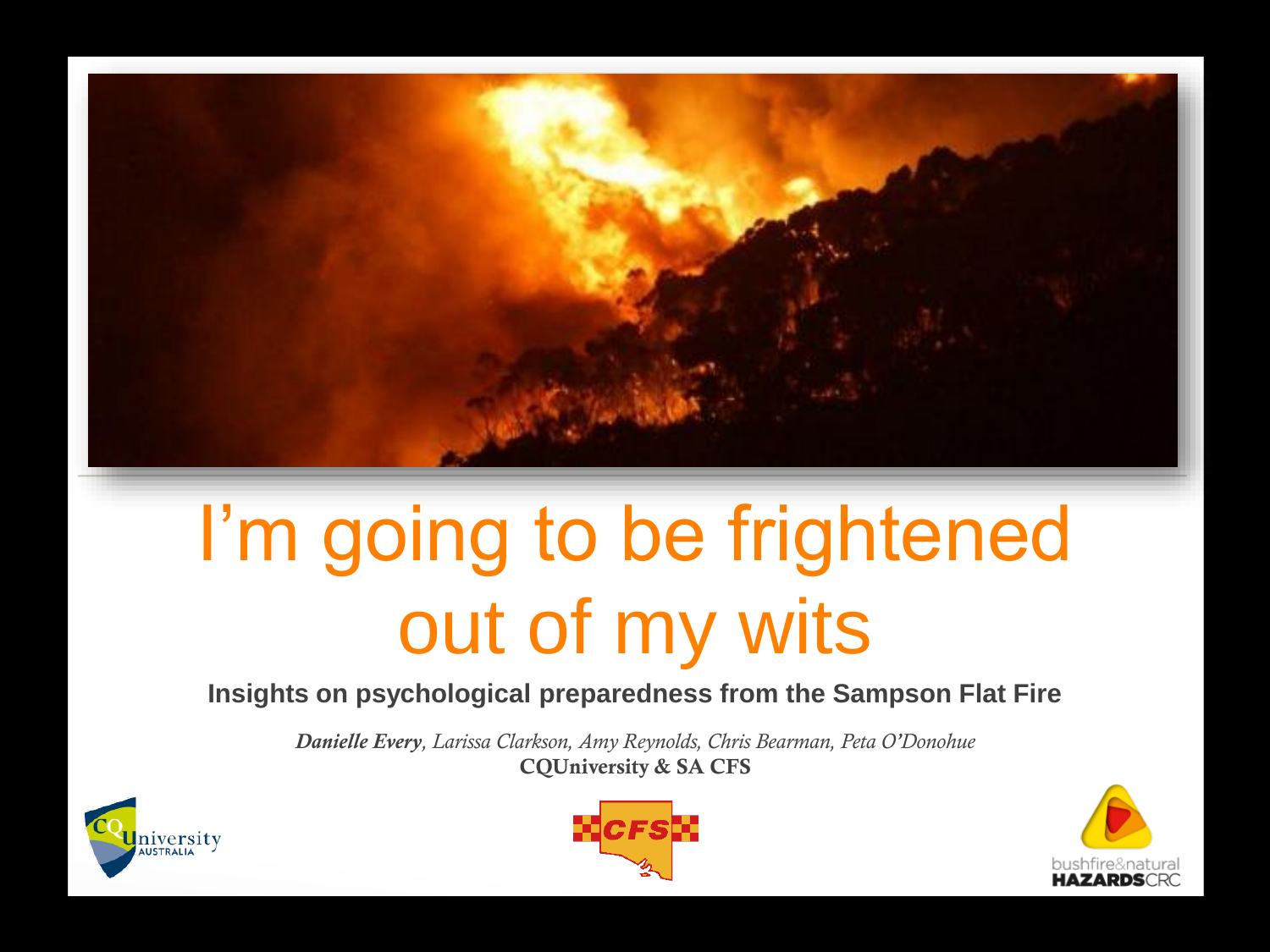# I'm going to be frightened out of my wits

**Insights on psychological preparedness from the Sampson Flat Fire**

***Danielle Every****, Larissa Clarkson, Amy Reynolds, Chris Bearman, Peta O'Donohue*

**CQUniversity & SA CFS**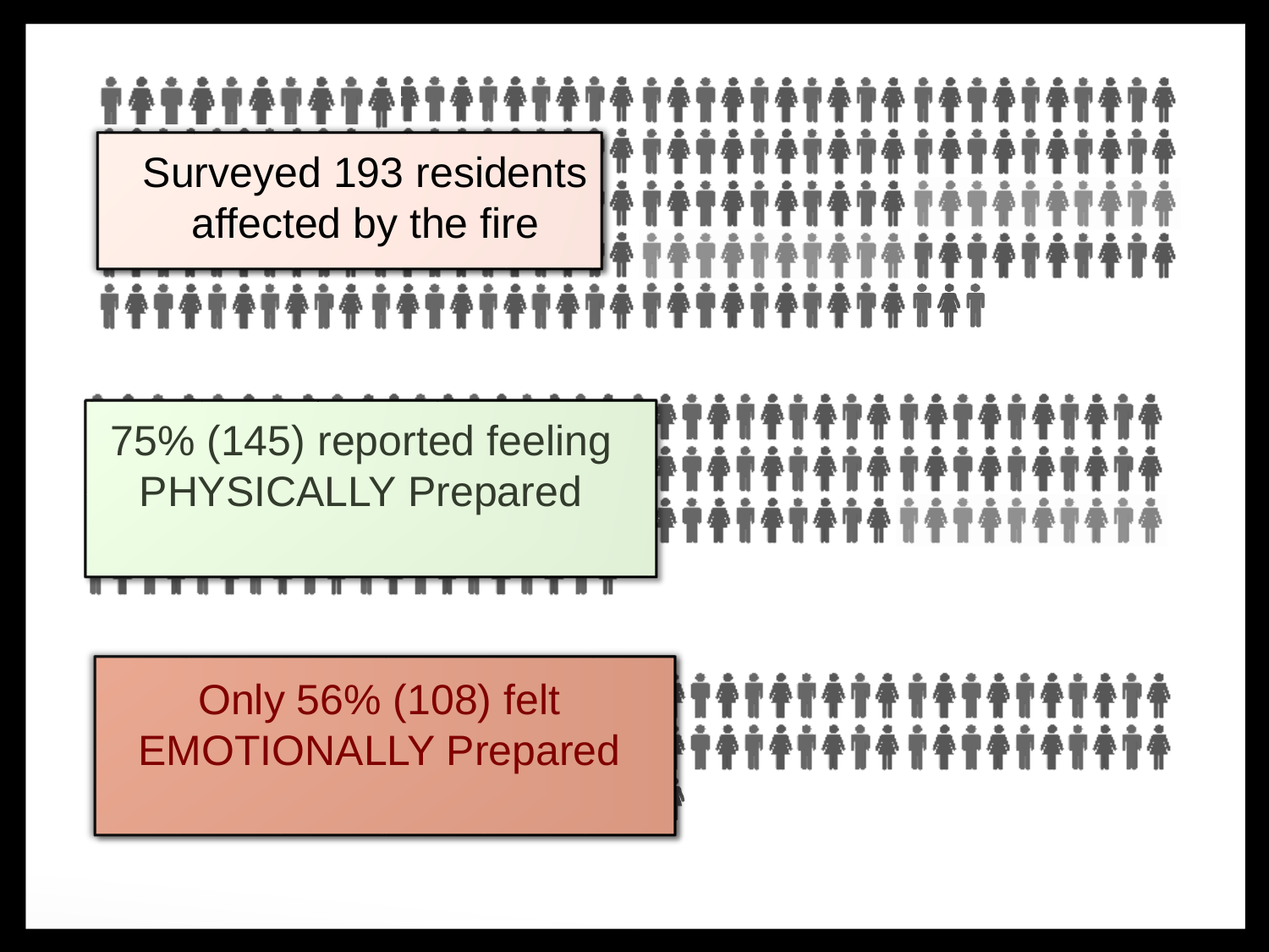Surveyed 193 residents affected by the fire

75% (145) reported feeling PHYSICALLY Prepared

Only 56% (108) felt EMOTIONALLY Prepared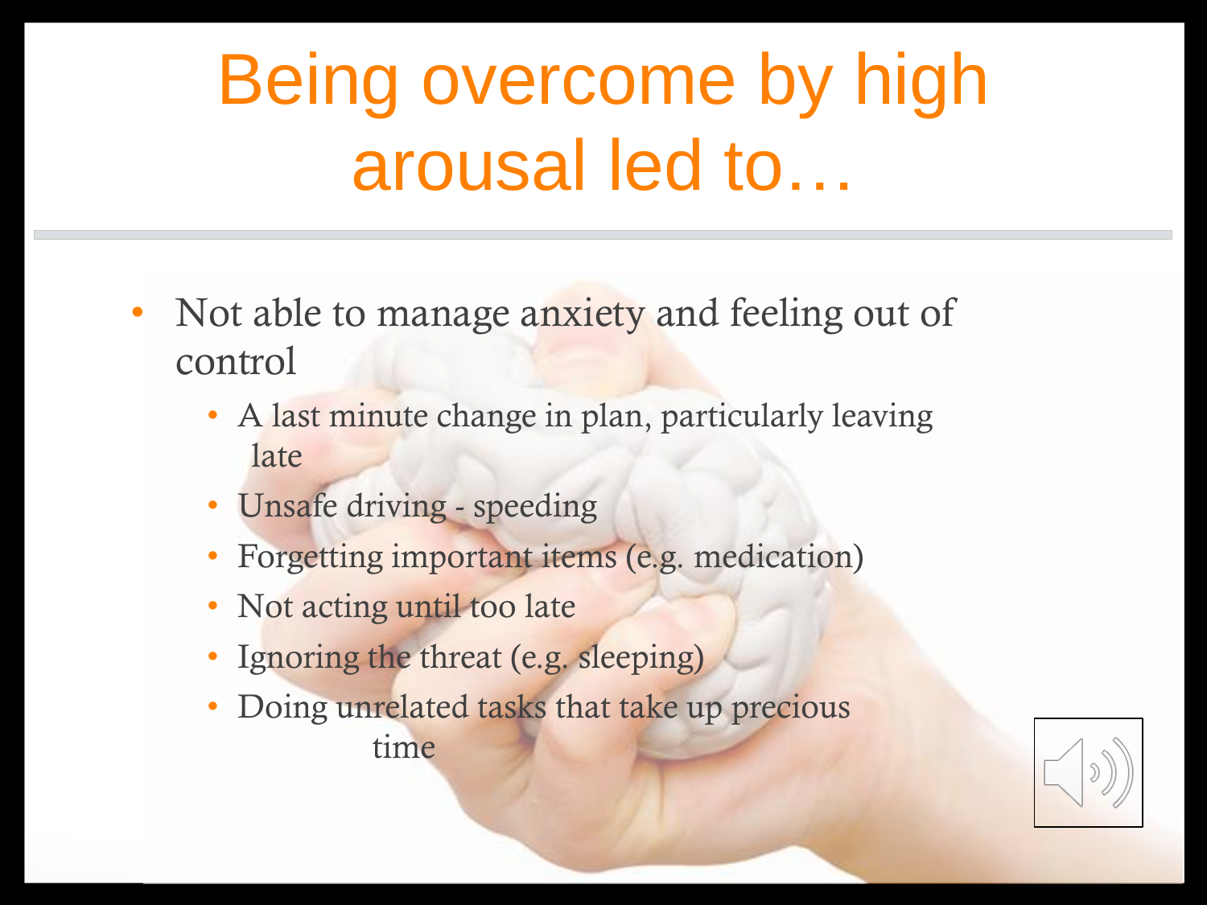# Being overcome by high arousal led to…

- Not able to manage anxiety and feeling out of control
  - A last minute change in plan, particularly leaving late
  - Unsafe driving - speeding
  - Forgetting important items (e.g. medication)
  - Not acting until too late
  - Ignoring the threat (e.g. sleeping)
  - Doing unrelated tasks that take up precious time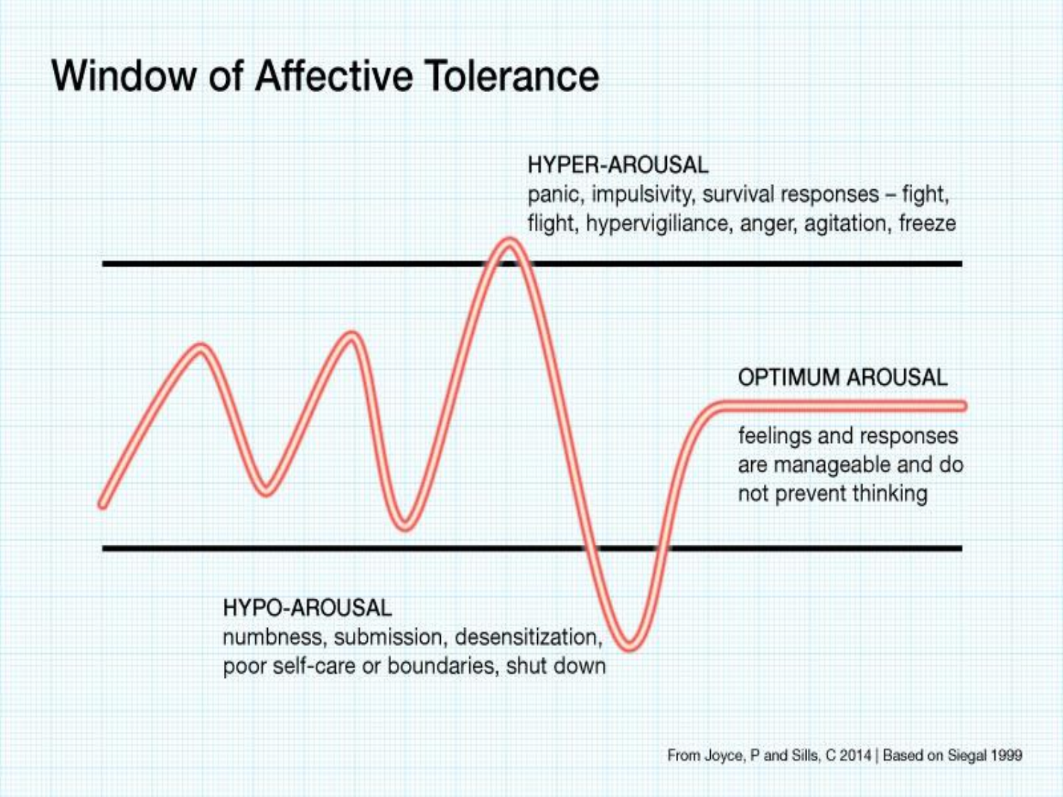# Window of Affective Tolerance

**HYPER-AROUSAL**
panic, impulsivity, survival responses – fight, flight, hypervigiliance, anger, agitation, freeze

**OPTIMUM AROUSAL**
feelings and responses are manageable and do not prevent thinking

**HYPO-AROUSAL**
numbness, submission, desensitization, poor self-care or boundaries, shut down

From Joyce, P and Sills, C 2014 | Based on Siegal 1999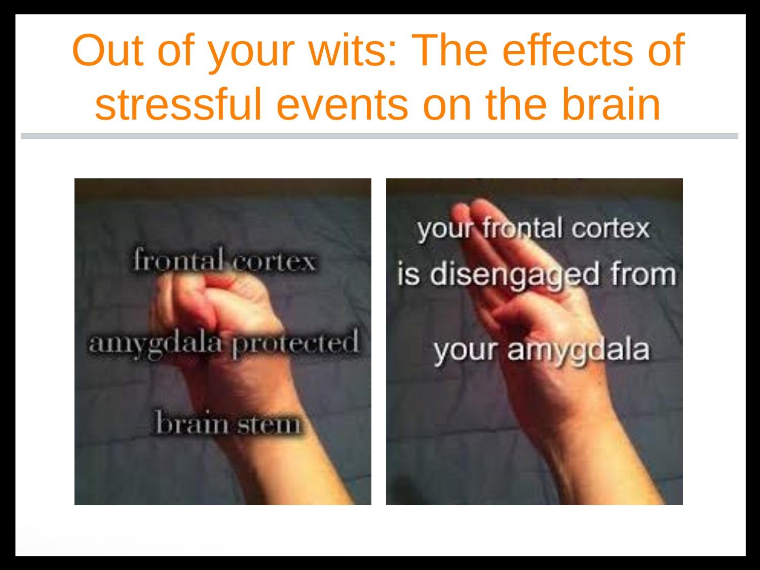# Out of your wits: The effects of stressful events on the brain

frontal cortex

amygdala protected

brain stem

your frontal cortex is disengaged from your amygdala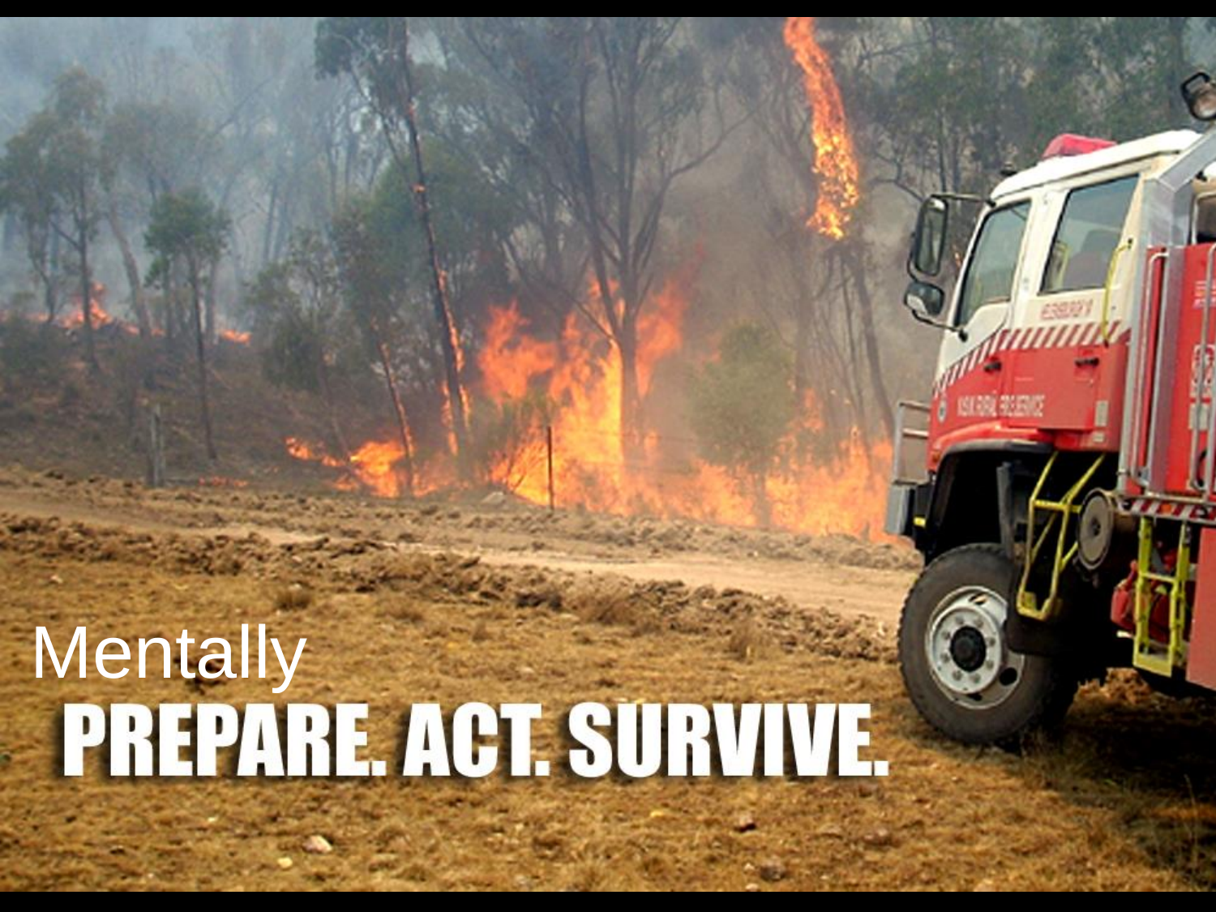Mentally

**PREPARE. ACT. SURVIVE.**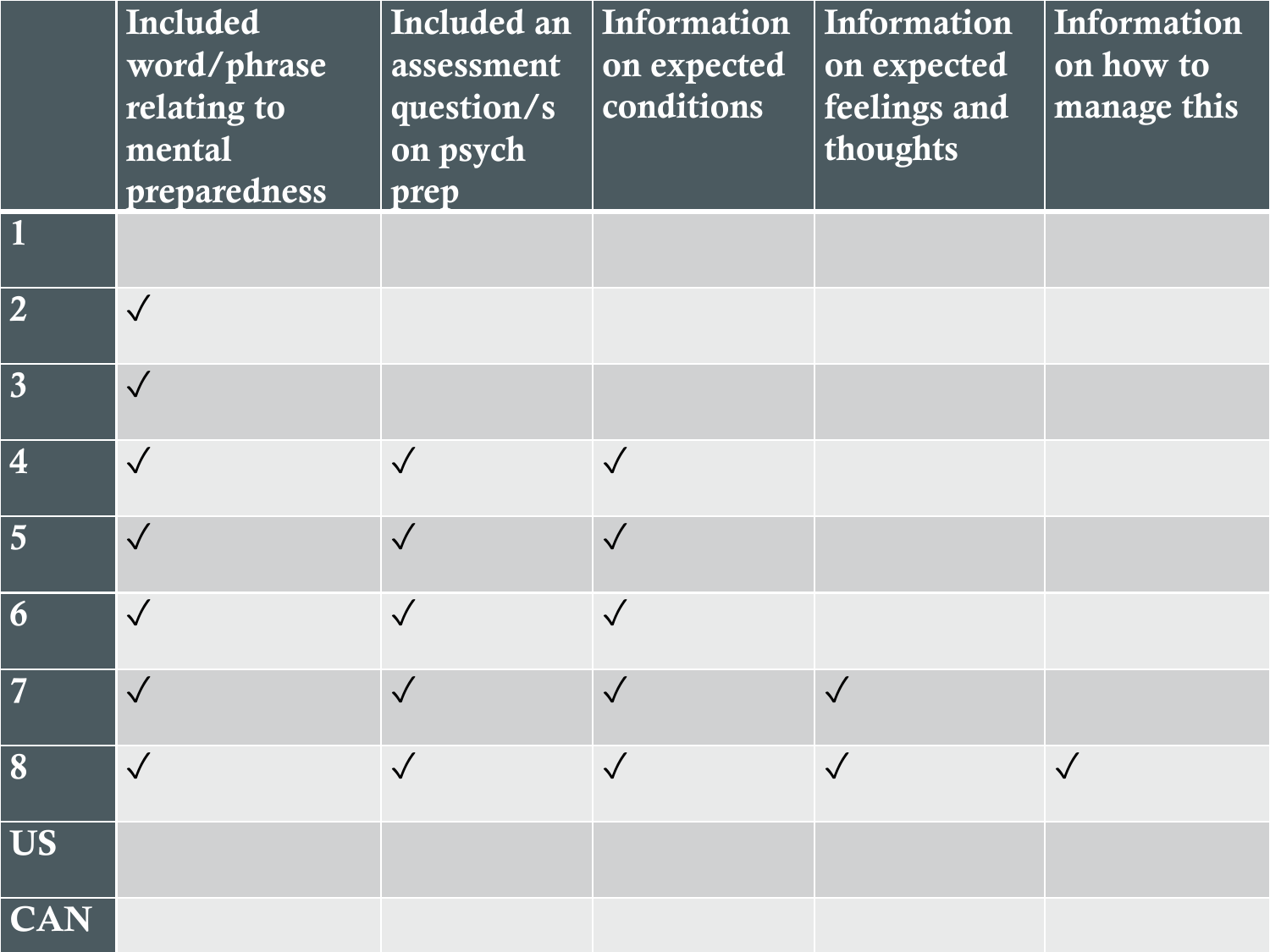| | Included word/phrase relating to mental preparedness | Included an assessment question/s on psych prep | Information on expected conditions | Information on expected feelings and thoughts | Information on how to manage this |
|---|---|---|---|---|---|
| 1 | | | | | |
| 2 | ✓ | | | | |
| 3 | ✓ | | | | |
| 4 | ✓ | ✓ | ✓ | | |
| 5 | ✓ | ✓ | ✓ | | |
| 6 | ✓ | ✓ | ✓ | | |
| 7 | ✓ | ✓ | ✓ | ✓ | |
| 8 | ✓ | ✓ | ✓ | ✓ | ✓ |
| US | | | | | |
| CAN | | | | | |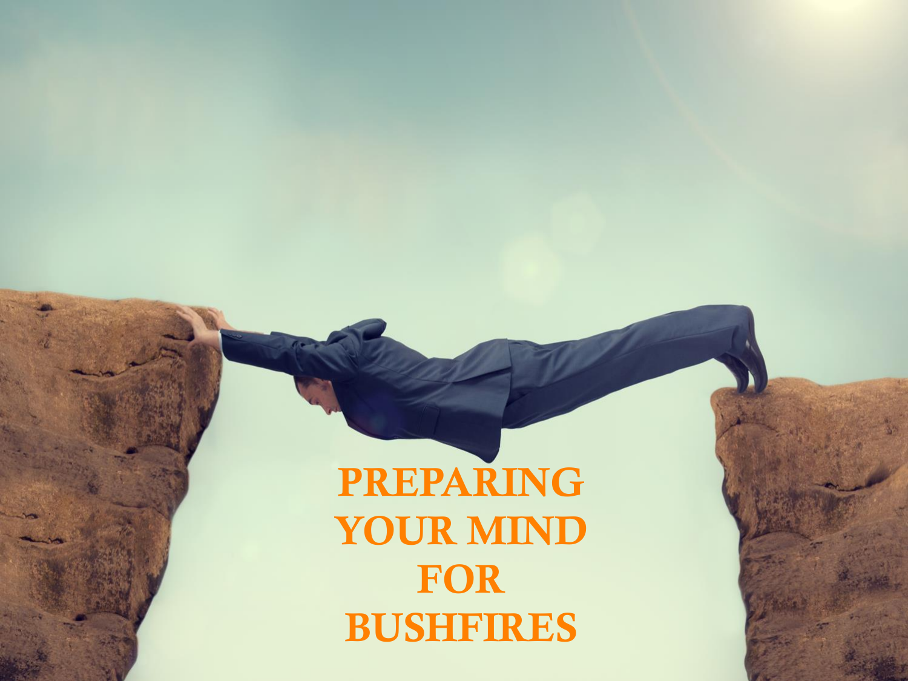# PREPARING YOUR MIND FOR BUSHFIRES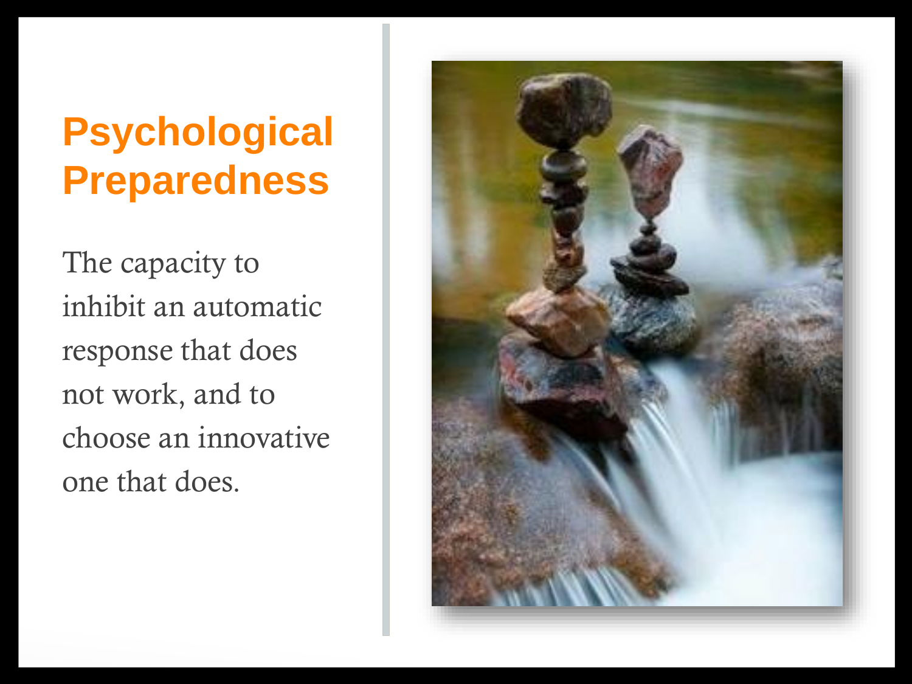# Psychological Preparedness

The capacity to inhibit an automatic response that does not work, and to choose an innovative one that does.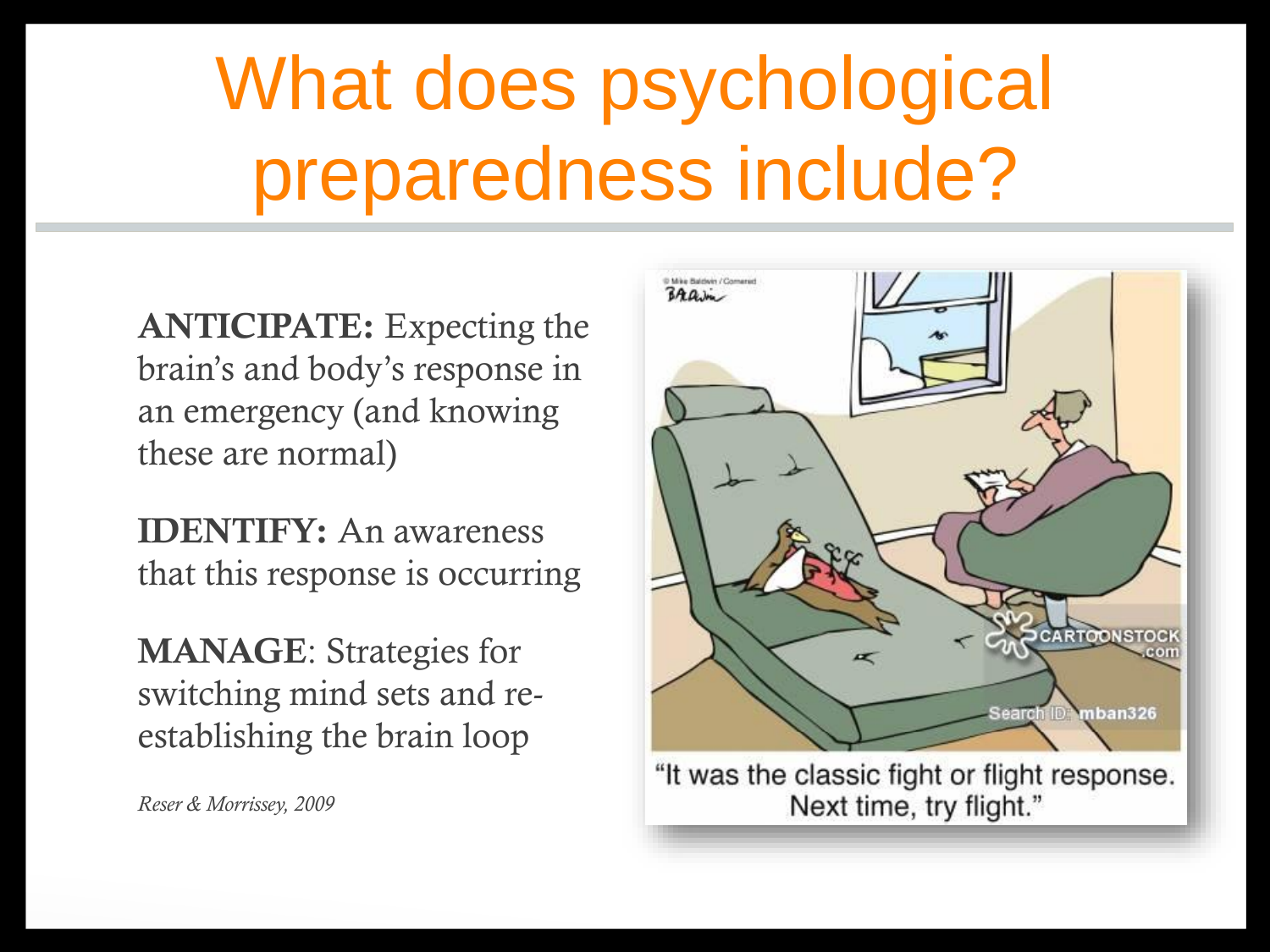# What does psychological preparedness include?

**ANTICIPATE:** Expecting the brain's and body's response in an emergency (and knowing these are normal)

**IDENTIFY:** An awareness that this response is occurring

**MANAGE**: Strategies for switching mind sets and re-establishing the brain loop

*Reser & Morrissey, 2009*

"It was the classic fight or flight response. Next time, try flight."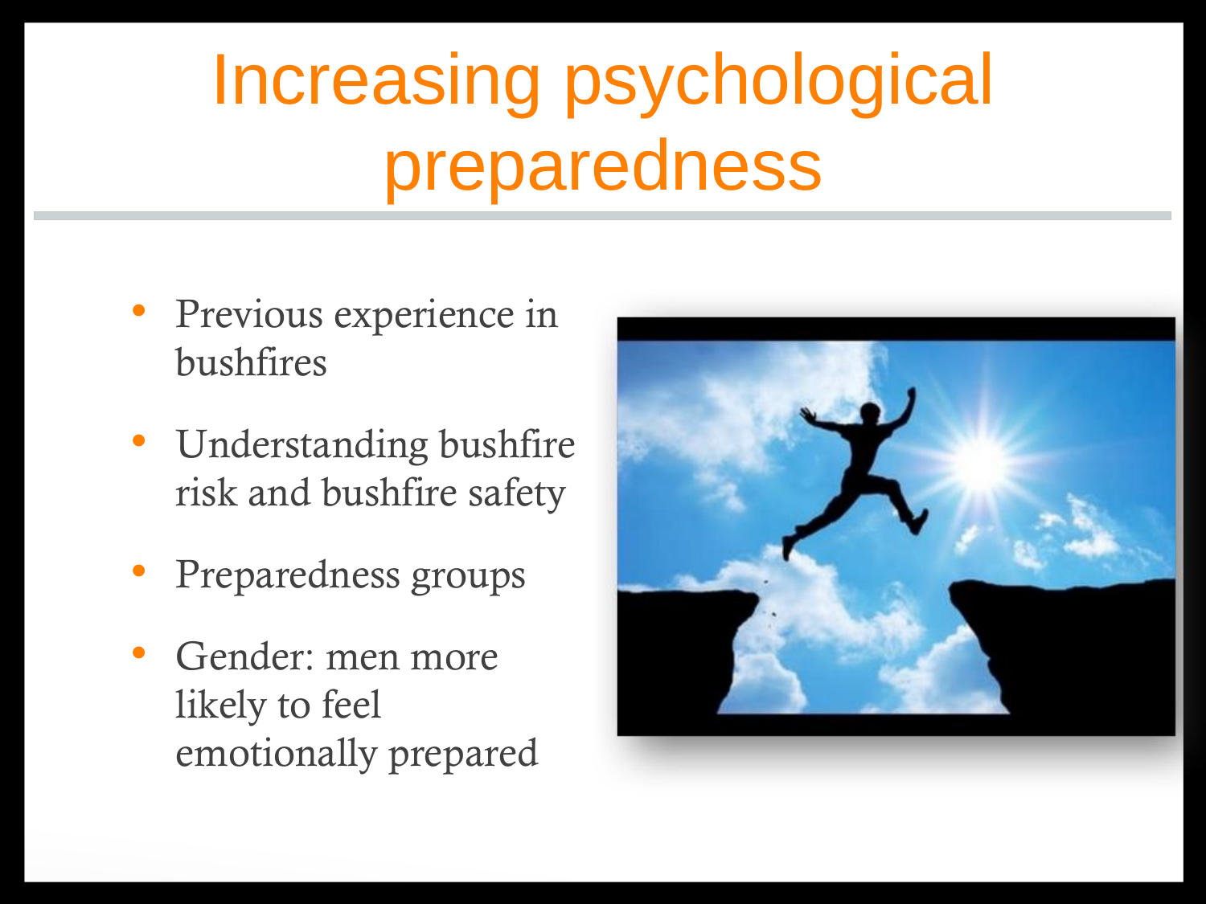# Increasing psychological preparedness

- Previous experience in bushfires
- Understanding bushfire risk and bushfire safety
- Preparedness groups
- Gender: men more likely to feel emotionally prepared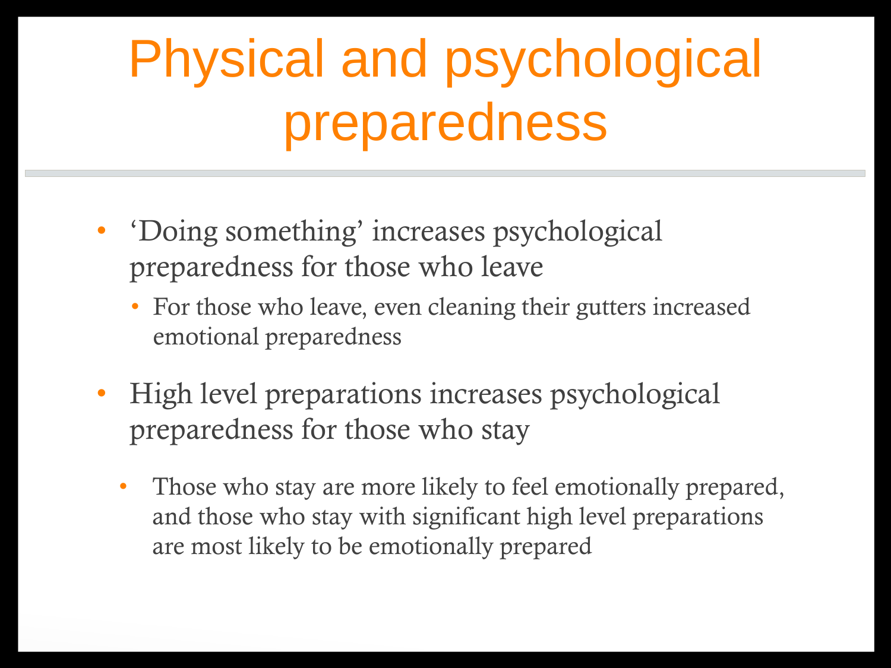# Physical and psychological preparedness

- 'Doing something' increases psychological preparedness for those who leave
  - For those who leave, even cleaning their gutters increased emotional preparedness
- High level preparations increases psychological preparedness for those who stay
  - Those who stay are more likely to feel emotionally prepared, and those who stay with significant high level preparations are most likely to be emotionally prepared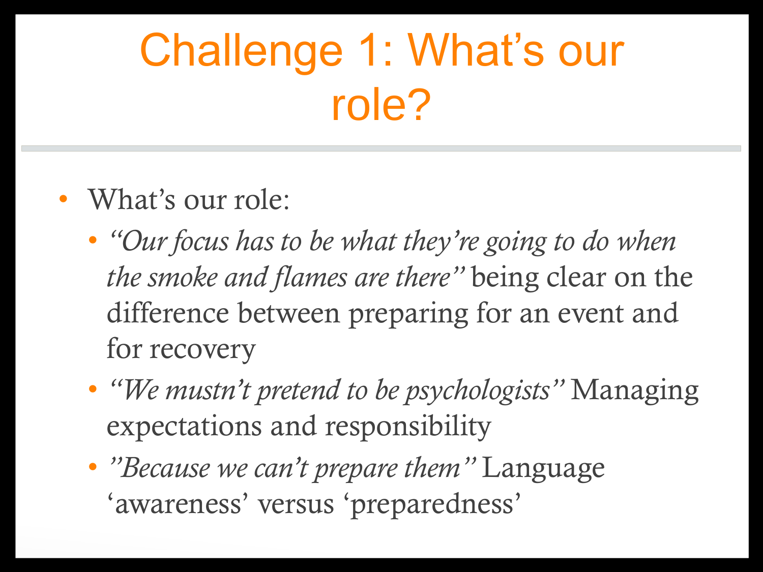# Challenge 1: What's our role?

- What's our role:
  - *"Our focus has to be what they're going to do when the smoke and flames are there"* being clear on the difference between preparing for an event and for recovery
  - *"We mustn't pretend to be psychologists"* Managing expectations and responsibility
  - *"Because we can't prepare them"* Language 'awareness' versus 'preparedness'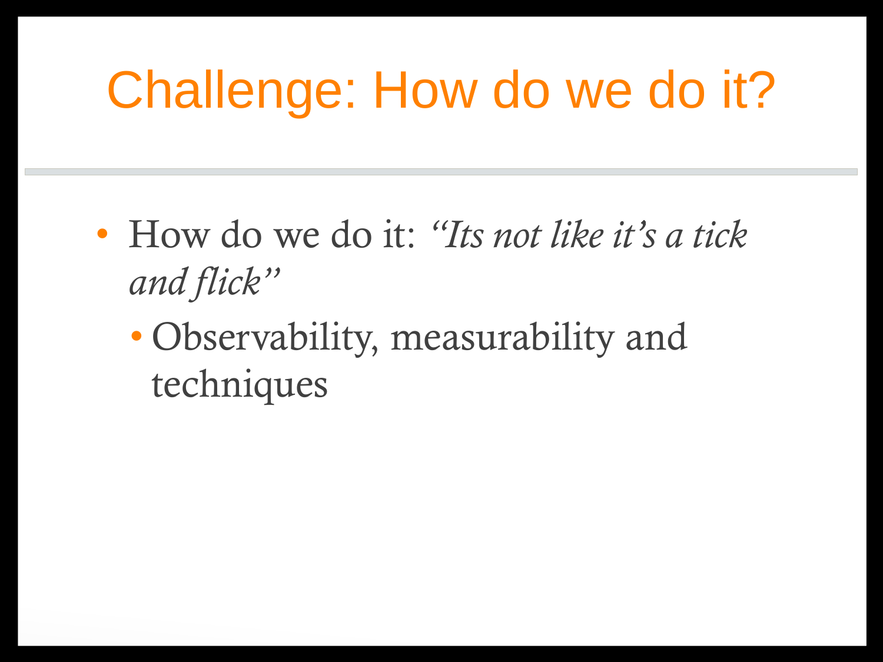# Challenge: How do we do it?

- How do we do it: *"Its not like it's a tick and flick"*
  - Observability, measurability and techniques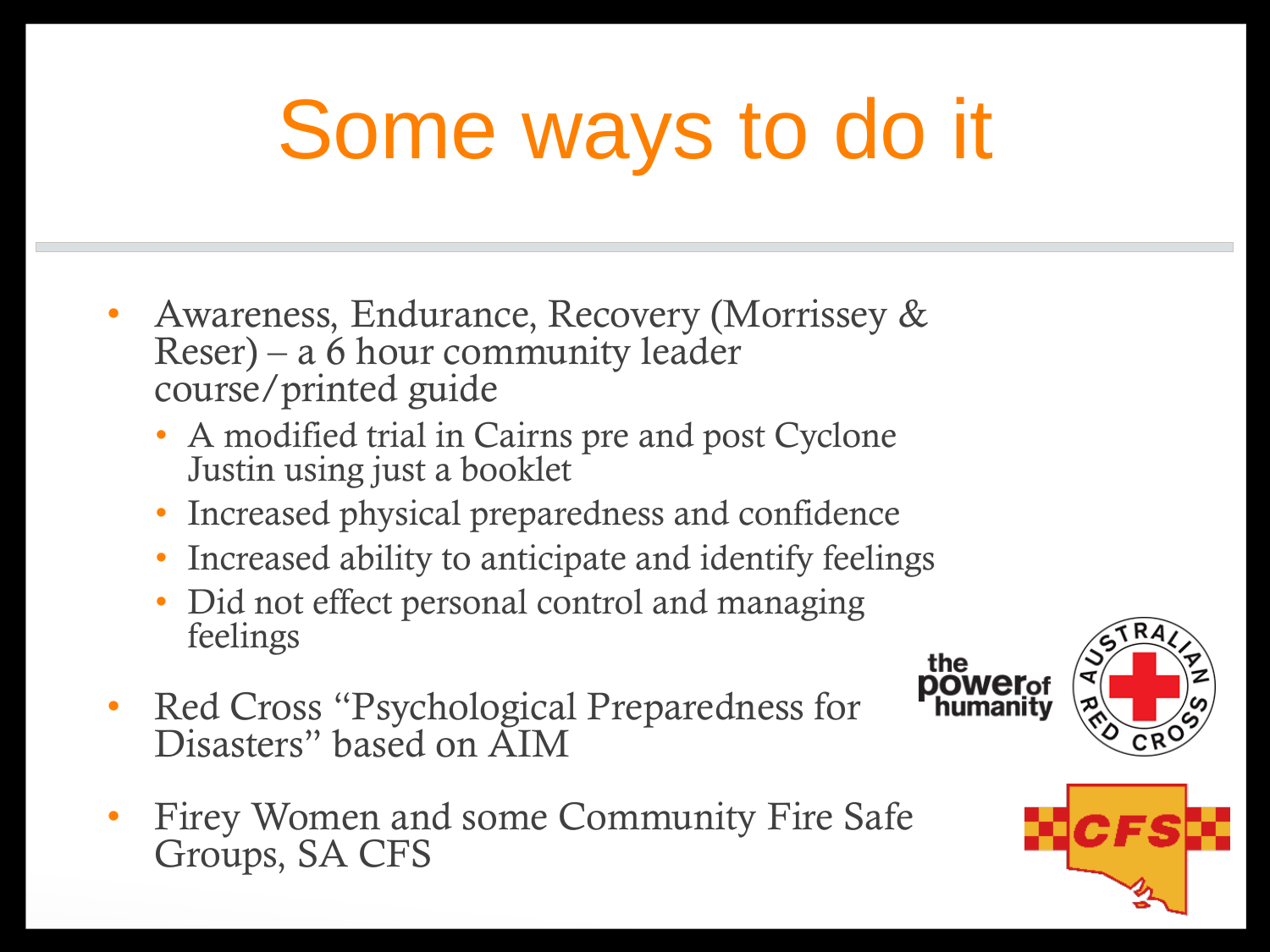# Some ways to do it

- Awareness, Endurance, Recovery (Morrissey & Reser) – a 6 hour community leader course/printed guide
  - A modified trial in Cairns pre and post Cyclone Justin using just a booklet
  - Increased physical preparedness and confidence
  - Increased ability to anticipate and identify feelings
  - Did not effect personal control and managing feelings
- Red Cross "Psychological Preparedness for Disasters" based on AIM
- Firey Women and some Community Fire Safe Groups, SA CFS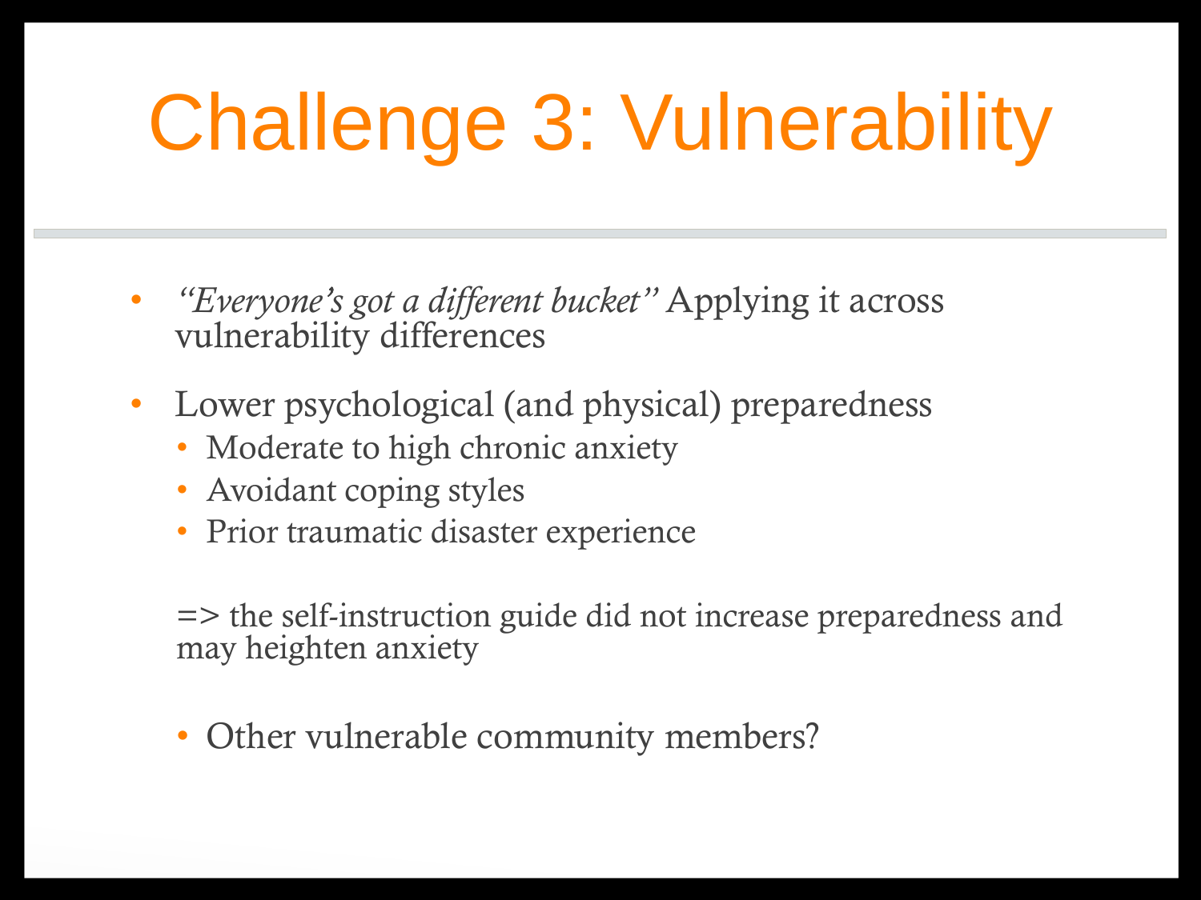# Challenge 3: Vulnerability

- *"Everyone's got a different bucket"* Applying it across vulnerability differences
- Lower psychological (and physical) preparedness
  - Moderate to high chronic anxiety
  - Avoidant coping styles
  - Prior traumatic disaster experience

  => the self-instruction guide did not increase preparedness and may heighten anxiety

  - Other vulnerable community members?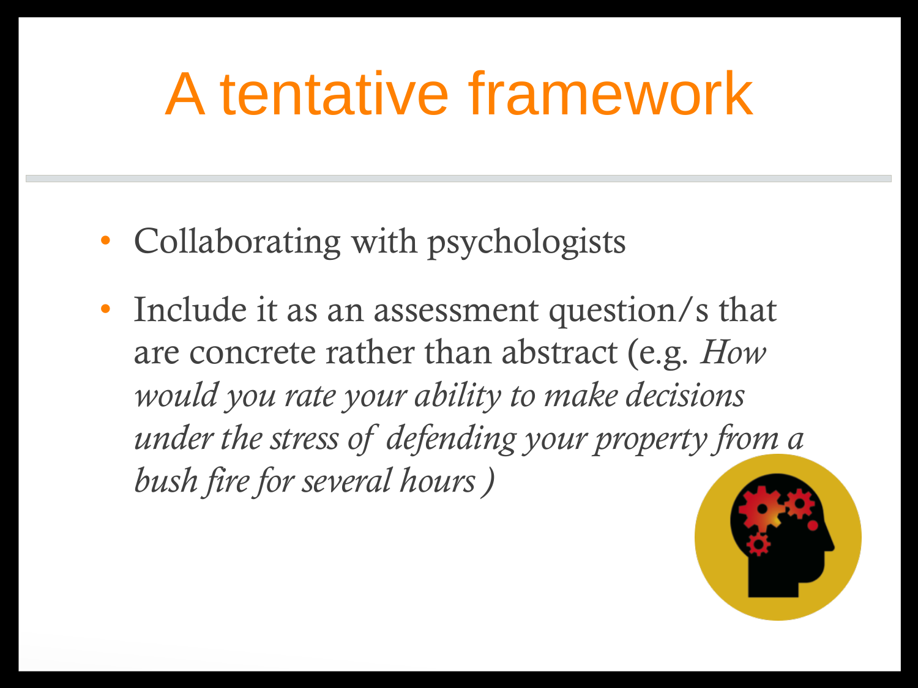# A tentative framework

- Collaborating with psychologists
- Include it as an assessment question/s that are concrete rather than abstract (e.g. *How would you rate your ability to make decisions under the stress of defending your property from a bush fire for several hours )*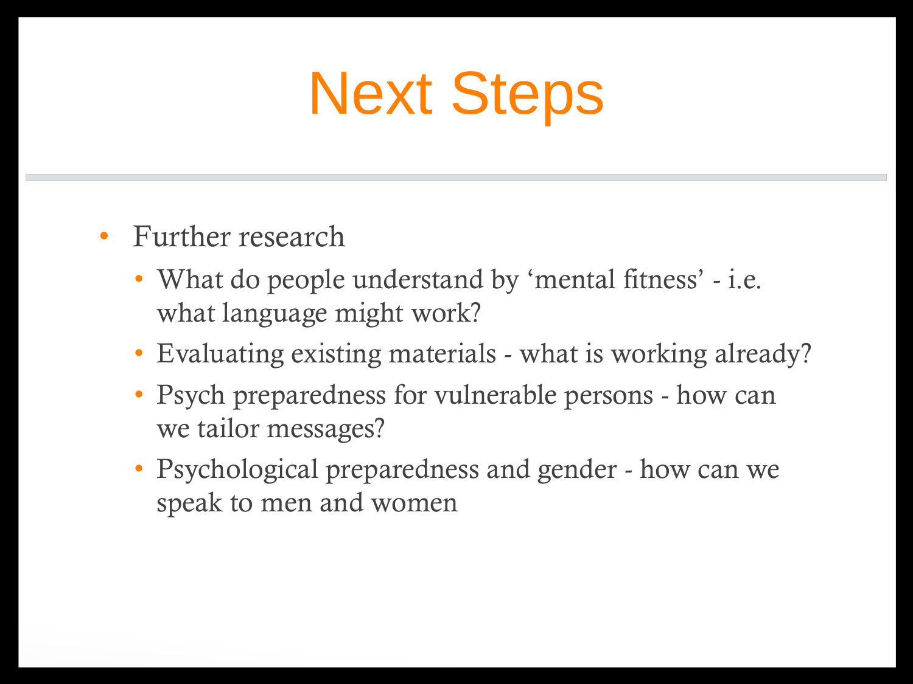# Next Steps

- Further research
  - What do people understand by ‘mental fitness’ - i.e. what language might work?
  - Evaluating existing materials - what is working already?
  - Psych preparedness for vulnerable persons - how can we tailor messages?
  - Psychological preparedness and gender - how can we speak to men and women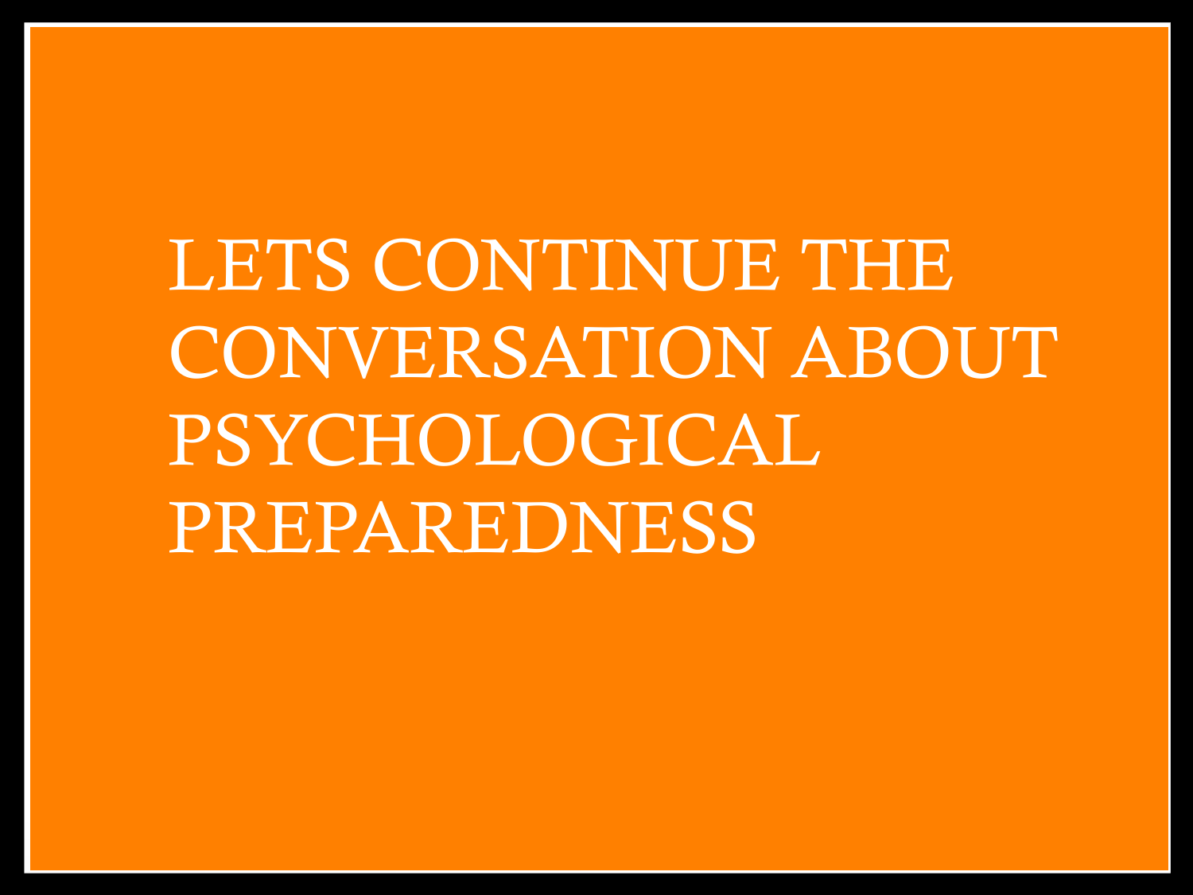# LETS CONTINUE THE CONVERSATION ABOUT PSYCHOLOGICAL PREPAREDNESS